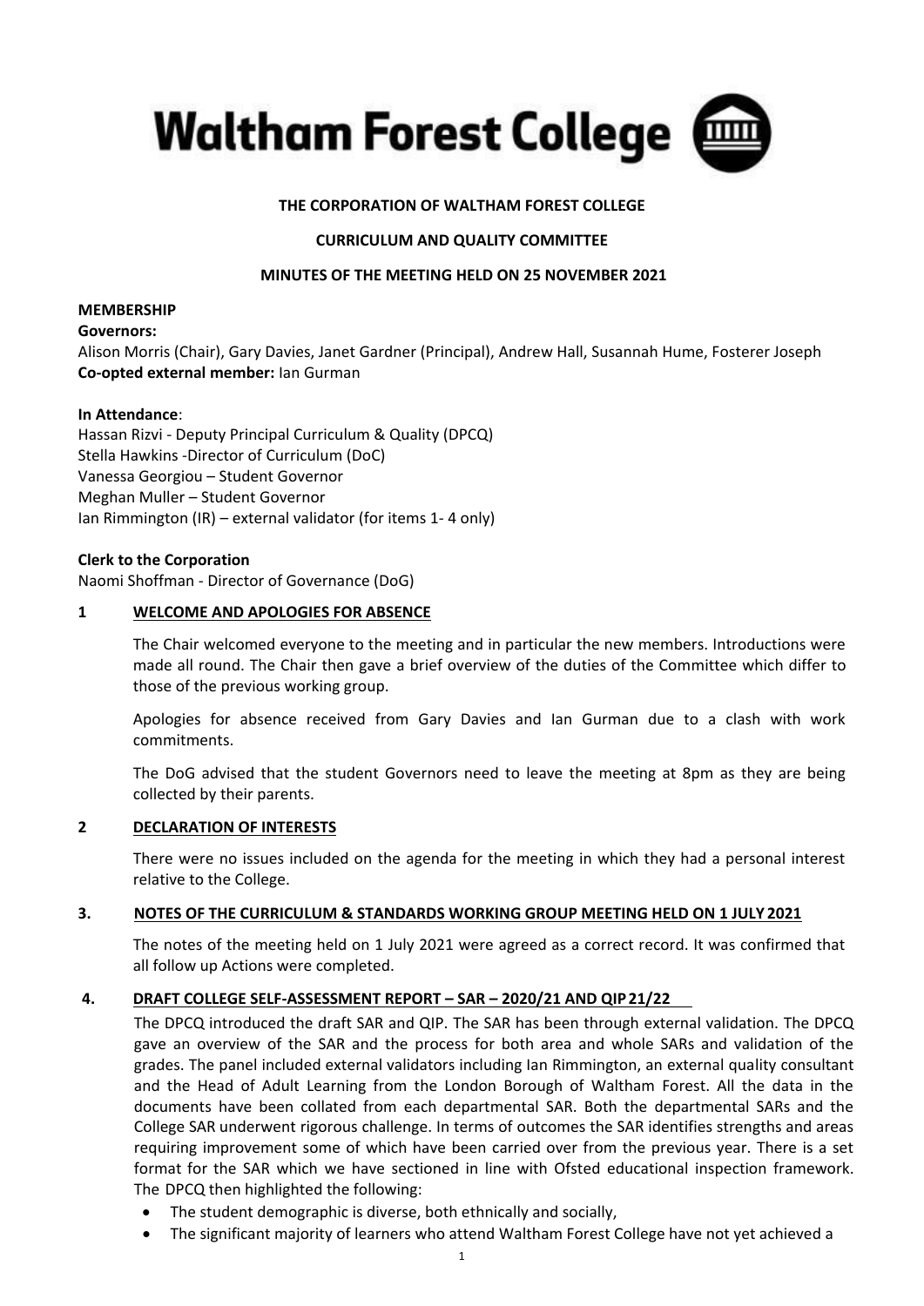# Waltham Forest College

**THE CORPORATION OF WALTHAM FOREST COLLEGE**

**CURRICULUM AND QUALITY COMMITTEE**

**MINUTES OF THE MEETING HELD ON 25 NOVEMBER 2021**

**MEMBERSHIP**

**Governors:**

Alison Morris (Chair), Gary Davies, Janet Gardner (Principal), Andrew Hall, Susannah Hume, Fosterer Joseph

**Co-opted external member:** Ian Gurman

**In Attendance**:

Hassan Rizvi - Deputy Principal Curriculum & Quality (DPCQ)
Stella Hawkins -Director of Curriculum (DoC)
Vanessa Georgiou – Student Governor
Meghan Muller – Student Governor
Ian Rimmington (IR) – external validator (for items 1- 4 only)

**Clerk to the Corporation**

Naomi Shoffman - Director of Governance (DoG)

## 1 WELCOME AND APOLOGIES FOR ABSENCE

The Chair welcomed everyone to the meeting and in particular the new members. Introductions were made all round. The Chair then gave a brief overview of the duties of the Committee which differ to those of the previous working group.

Apologies for absence received from Gary Davies and Ian Gurman due to a clash with work commitments.

The DoG advised that the student Governors need to leave the meeting at 8pm as they are being collected by their parents.

## 2 DECLARATION OF INTERESTS

There were no issues included on the agenda for the meeting in which they had a personal interest relative to the College.

## 3. NOTES OF THE CURRICULUM & STANDARDS WORKING GROUP MEETING HELD ON 1 JULY 2021

The notes of the meeting held on 1 July 2021 were agreed as a correct record. It was confirmed that all follow up Actions were completed.

## 4. DRAFT COLLEGE SELF-ASSESSMENT REPORT – SAR – 2020/21 AND QIP 21/22

The DPCQ introduced the draft SAR and QIP. The SAR has been through external validation. The DPCQ gave an overview of the SAR and the process for both area and whole SARs and validation of the grades. The panel included external validators including Ian Rimmington, an external quality consultant and the Head of Adult Learning from the London Borough of Waltham Forest. All the data in the documents have been collated from each departmental SAR. Both the departmental SARs and the College SAR underwent rigorous challenge. In terms of outcomes the SAR identifies strengths and areas requiring improvement some of which have been carried over from the previous year. There is a set format for the SAR which we have sectioned in line with Ofsted educational inspection framework. The DPCQ then highlighted the following:

- The student demographic is diverse, both ethnically and socially,
- The significant majority of learners who attend Waltham Forest College have not yet achieved a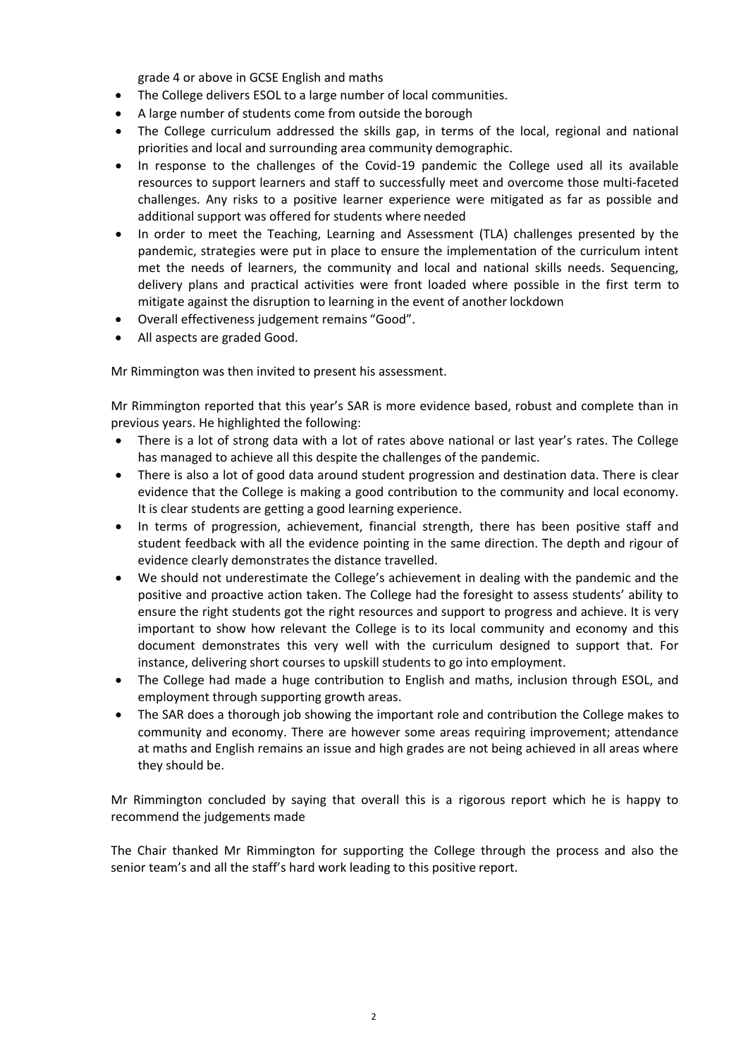grade 4 or above in GCSE English and maths

- The College delivers ESOL to a large number of local communities.
- A large number of students come from outside the borough
- The College curriculum addressed the skills gap, in terms of the local, regional and national priorities and local and surrounding area community demographic.
- In response to the challenges of the Covid-19 pandemic the College used all its available resources to support learners and staff to successfully meet and overcome those multi-faceted challenges. Any risks to a positive learner experience were mitigated as far as possible and additional support was offered for students where needed
- In order to meet the Teaching, Learning and Assessment (TLA) challenges presented by the pandemic, strategies were put in place to ensure the implementation of the curriculum intent met the needs of learners, the community and local and national skills needs. Sequencing, delivery plans and practical activities were front loaded where possible in the first term to mitigate against the disruption to learning in the event of another lockdown
- Overall effectiveness judgement remains "Good".
- All aspects are graded Good.

Mr Rimmington was then invited to present his assessment.

Mr Rimmington reported that this year's SAR is more evidence based, robust and complete than in previous years. He highlighted the following:

- There is a lot of strong data with a lot of rates above national or last year's rates. The College has managed to achieve all this despite the challenges of the pandemic.
- There is also a lot of good data around student progression and destination data. There is clear evidence that the College is making a good contribution to the community and local economy. It is clear students are getting a good learning experience.
- In terms of progression, achievement, financial strength, there has been positive staff and student feedback with all the evidence pointing in the same direction. The depth and rigour of evidence clearly demonstrates the distance travelled.
- We should not underestimate the College's achievement in dealing with the pandemic and the positive and proactive action taken. The College had the foresight to assess students' ability to ensure the right students got the right resources and support to progress and achieve. It is very important to show how relevant the College is to its local community and economy and this document demonstrates this very well with the curriculum designed to support that. For instance, delivering short courses to upskill students to go into employment.
- The College had made a huge contribution to English and maths, inclusion through ESOL, and employment through supporting growth areas.
- The SAR does a thorough job showing the important role and contribution the College makes to community and economy. There are however some areas requiring improvement; attendance at maths and English remains an issue and high grades are not being achieved in all areas where they should be.

Mr Rimmington concluded by saying that overall this is a rigorous report which he is happy to recommend the judgements made

The Chair thanked Mr Rimmington for supporting the College through the process and also the senior team's and all the staff's hard work leading to this positive report.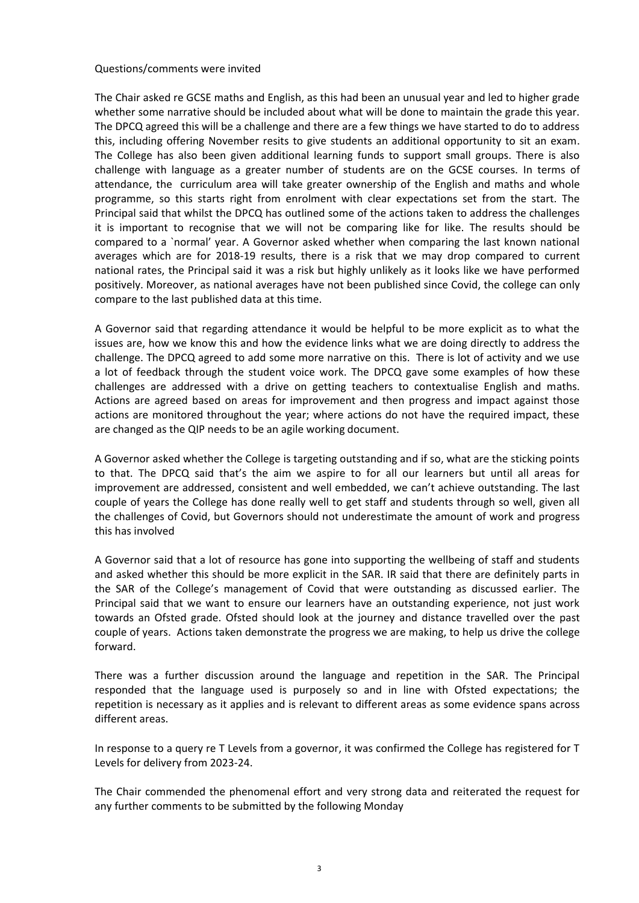Questions/comments were invited

The Chair asked re GCSE maths and English, as this had been an unusual year and led to higher grade whether some narrative should be included about what will be done to maintain the grade this year. The DPCQ agreed this will be a challenge and there are a few things we have started to do to address this, including offering November resits to give students an additional opportunity to sit an exam. The College has also been given additional learning funds to support small groups. There is also challenge with language as a greater number of students are on the GCSE courses. In terms of attendance, the curriculum area will take greater ownership of the English and maths and whole programme, so this starts right from enrolment with clear expectations set from the start. The Principal said that whilst the DPCQ has outlined some of the actions taken to address the challenges it is important to recognise that we will not be comparing like for like. The results should be compared to a `normal' year. A Governor asked whether when comparing the last known national averages which are for 2018-19 results, there is a risk that we may drop compared to current national rates, the Principal said it was a risk but highly unlikely as it looks like we have performed positively. Moreover, as national averages have not been published since Covid, the college can only compare to the last published data at this time.

A Governor said that regarding attendance it would be helpful to be more explicit as to what the issues are, how we know this and how the evidence links what we are doing directly to address the challenge. The DPCQ agreed to add some more narrative on this. There is lot of activity and we use a lot of feedback through the student voice work. The DPCQ gave some examples of how these challenges are addressed with a drive on getting teachers to contextualise English and maths. Actions are agreed based on areas for improvement and then progress and impact against those actions are monitored throughout the year; where actions do not have the required impact, these are changed as the QIP needs to be an agile working document.

A Governor asked whether the College is targeting outstanding and if so, what are the sticking points to that. The DPCQ said that's the aim we aspire to for all our learners but until all areas for improvement are addressed, consistent and well embedded, we can't achieve outstanding. The last couple of years the College has done really well to get staff and students through so well, given all the challenges of Covid, but Governors should not underestimate the amount of work and progress this has involved

A Governor said that a lot of resource has gone into supporting the wellbeing of staff and students and asked whether this should be more explicit in the SAR. IR said that there are definitely parts in the SAR of the College's management of Covid that were outstanding as discussed earlier. The Principal said that we want to ensure our learners have an outstanding experience, not just work towards an Ofsted grade. Ofsted should look at the journey and distance travelled over the past couple of years. Actions taken demonstrate the progress we are making, to help us drive the college forward.

There was a further discussion around the language and repetition in the SAR. The Principal responded that the language used is purposely so and in line with Ofsted expectations; the repetition is necessary as it applies and is relevant to different areas as some evidence spans across different areas.

In response to a query re T Levels from a governor, it was confirmed the College has registered for T Levels for delivery from 2023-24.

The Chair commended the phenomenal effort and very strong data and reiterated the request for any further comments to be submitted by the following Monday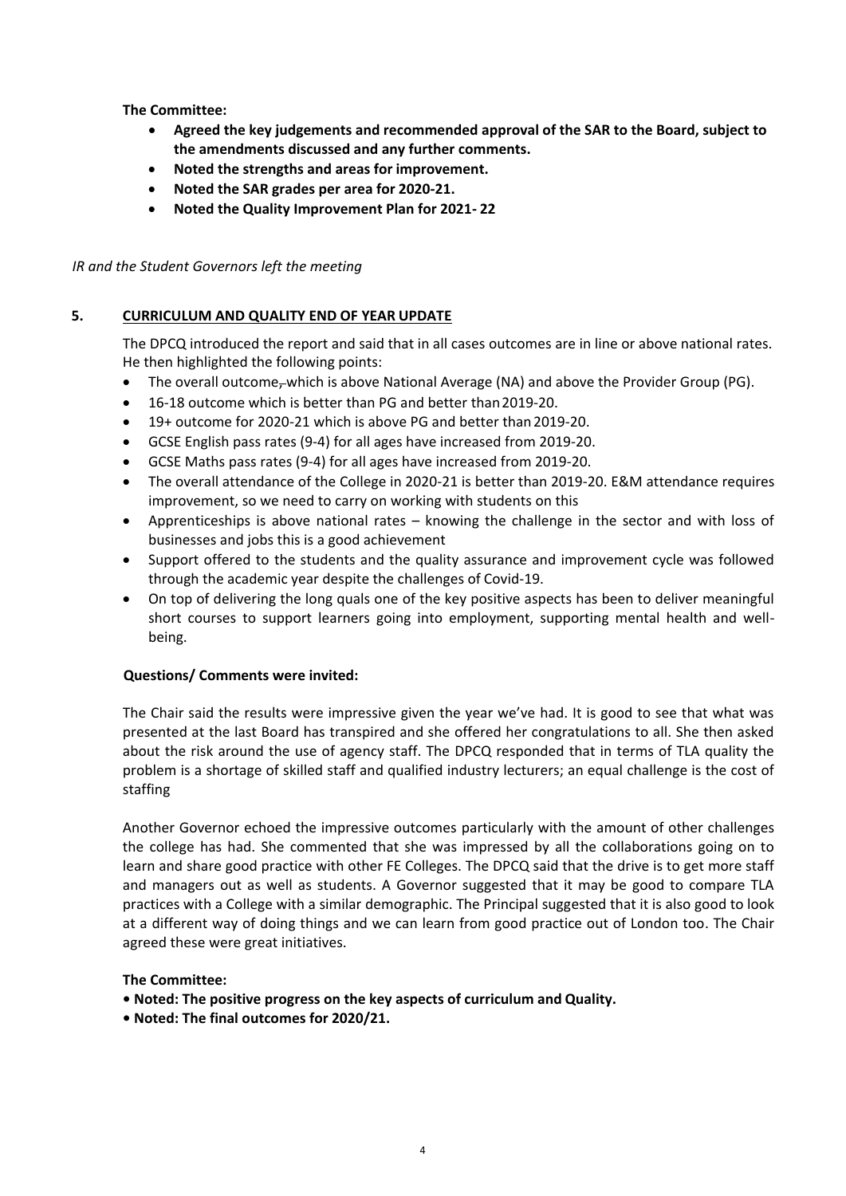**The Committee:**

- **Agreed the key judgements and recommended approval of the SAR to the Board, subject to the amendments discussed and any further comments.**
- **Noted the strengths and areas for improvement.**
- **Noted the SAR grades per area for 2020-21.**
- **Noted the Quality Improvement Plan for 2021- 22**

*IR and the Student Governors left the meeting*

## 5. CURRICULUM AND QUALITY END OF YEAR UPDATE

The DPCQ introduced the report and said that in all cases outcomes are in line or above national rates. He then highlighted the following points:

- The overall outcome, which is above National Average (NA) and above the Provider Group (PG).
- 16-18 outcome which is better than PG and better than 2019-20.
- 19+ outcome for 2020-21 which is above PG and better than 2019-20.
- GCSE English pass rates (9-4) for all ages have increased from 2019-20.
- GCSE Maths pass rates (9-4) for all ages have increased from 2019-20.
- The overall attendance of the College in 2020-21 is better than 2019-20. E&M attendance requires improvement, so we need to carry on working with students on this
- Apprenticeships is above national rates – knowing the challenge in the sector and with loss of businesses and jobs this is a good achievement
- Support offered to the students and the quality assurance and improvement cycle was followed through the academic year despite the challenges of Covid-19.
- On top of delivering the long quals one of the key positive aspects has been to deliver meaningful short courses to support learners going into employment, supporting mental health and well-being.

**Questions/ Comments were invited:**

The Chair said the results were impressive given the year we've had. It is good to see that what was presented at the last Board has transpired and she offered her congratulations to all. She then asked about the risk around the use of agency staff. The DPCQ responded that in terms of TLA quality the problem is a shortage of skilled staff and qualified industry lecturers; an equal challenge is the cost of staffing

Another Governor echoed the impressive outcomes particularly with the amount of other challenges the college has had. She commented that she was impressed by all the collaborations going on to learn and share good practice with other FE Colleges. The DPCQ said that the drive is to get more staff and managers out as well as students. A Governor suggested that it may be good to compare TLA practices with a College with a similar demographic. The Principal suggested that it is also good to look at a different way of doing things and we can learn from good practice out of London too. The Chair agreed these were great initiatives.

**The Committee:**

- **Noted: The positive progress on the key aspects of curriculum and Quality.**
- **Noted: The final outcomes for 2020/21.**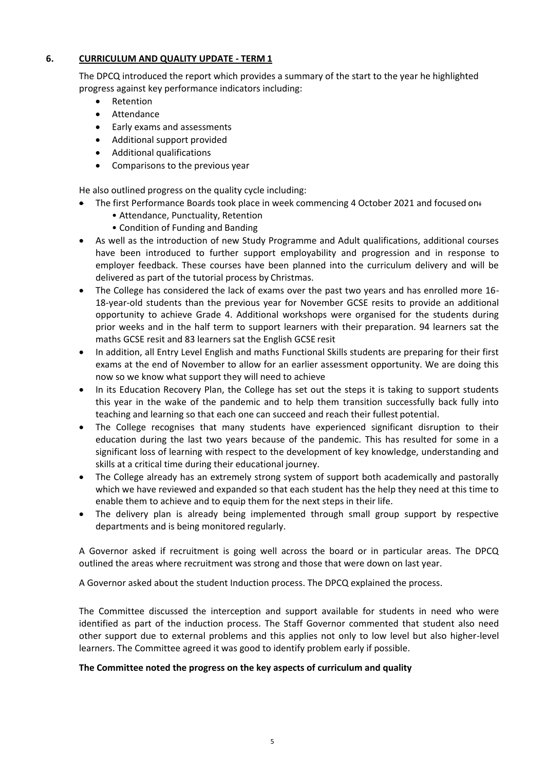## 6. CURRICULUM AND QUALITY UPDATE - TERM 1

The DPCQ introduced the report which provides a summary of the start to the year he highlighted progress against key performance indicators including:

- Retention
- Attendance
- Early exams and assessments
- Additional support provided
- Additional qualifications
- Comparisons to the previous year

He also outlined progress on the quality cycle including:

- The first Performance Boards took place in week commencing 4 October 2021 and focused on:
  - Attendance, Punctuality, Retention
  - Condition of Funding and Banding
- As well as the introduction of new Study Programme and Adult qualifications, additional courses have been introduced to further support employability and progression and in response to employer feedback. These courses have been planned into the curriculum delivery and will be delivered as part of the tutorial process by Christmas.
- The College has considered the lack of exams over the past two years and has enrolled more 16-18-year-old students than the previous year for November GCSE resits to provide an additional opportunity to achieve Grade 4. Additional workshops were organised for the students during prior weeks and in the half term to support learners with their preparation. 94 learners sat the maths GCSE resit and 83 learners sat the English GCSE resit
- In addition, all Entry Level English and maths Functional Skills students are preparing for their first exams at the end of November to allow for an earlier assessment opportunity. We are doing this now so we know what support they will need to achieve
- In its Education Recovery Plan, the College has set out the steps it is taking to support students this year in the wake of the pandemic and to help them transition successfully back fully into teaching and learning so that each one can succeed and reach their fullest potential.
- The College recognises that many students have experienced significant disruption to their education during the last two years because of the pandemic. This has resulted for some in a significant loss of learning with respect to the development of key knowledge, understanding and skills at a critical time during their educational journey.
- The College already has an extremely strong system of support both academically and pastorally which we have reviewed and expanded so that each student has the help they need at this time to enable them to achieve and to equip them for the next steps in their life.
- The delivery plan is already being implemented through small group support by respective departments and is being monitored regularly.

A Governor asked if recruitment is going well across the board or in particular areas. The DPCQ outlined the areas where recruitment was strong and those that were down on last year.

A Governor asked about the student Induction process. The DPCQ explained the process.

The Committee discussed the interception and support available for students in need who were identified as part of the induction process. The Staff Governor commented that student also need other support due to external problems and this applies not only to low level but also higher-level learners. The Committee agreed it was good to identify problem early if possible.

**The Committee noted the progress on the key aspects of curriculum and quality**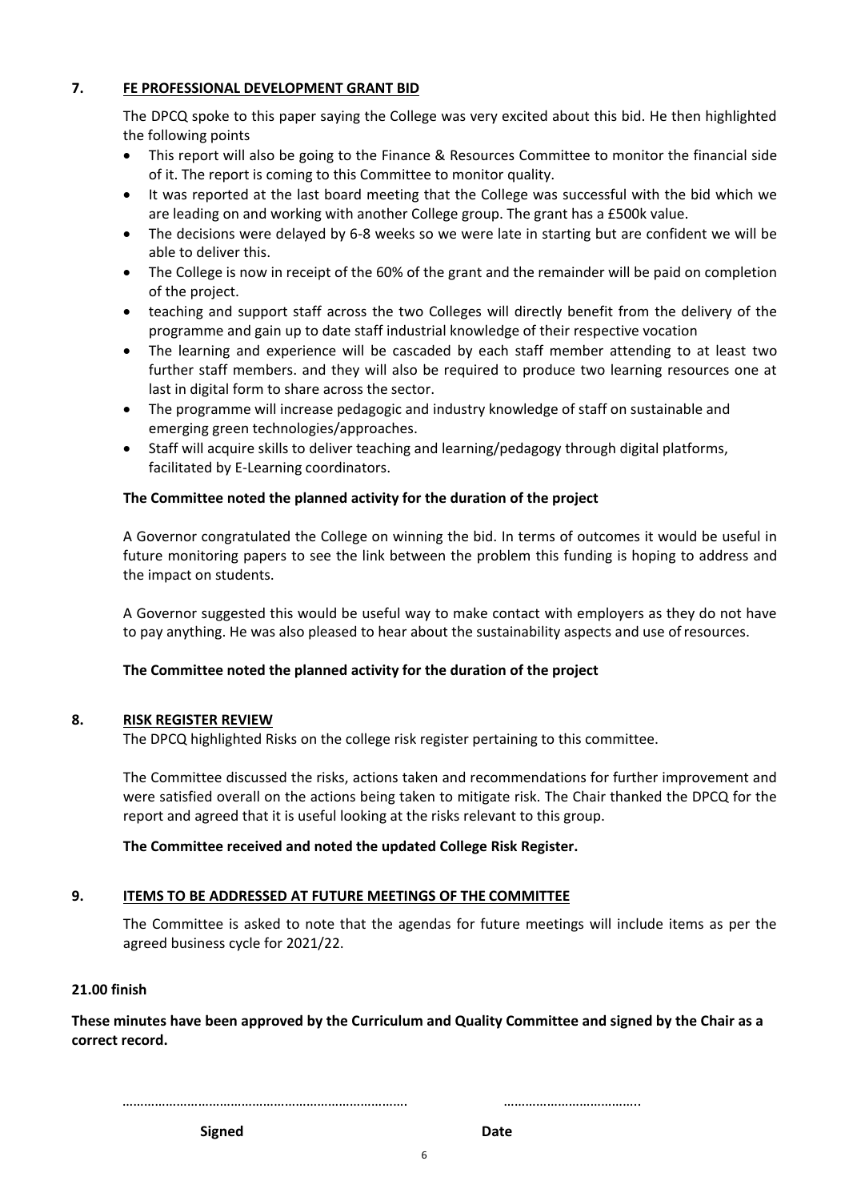## 7. FE PROFESSIONAL DEVELOPMENT GRANT BID

The DPCQ spoke to this paper saying the College was very excited about this bid. He then highlighted the following points

- This report will also be going to the Finance & Resources Committee to monitor the financial side of it. The report is coming to this Committee to monitor quality.
- It was reported at the last board meeting that the College was successful with the bid which we are leading on and working with another College group. The grant has a £500k value.
- The decisions were delayed by 6-8 weeks so we were late in starting but are confident we will be able to deliver this.
- The College is now in receipt of the 60% of the grant and the remainder will be paid on completion of the project.
- teaching and support staff across the two Colleges will directly benefit from the delivery of the programme and gain up to date staff industrial knowledge of their respective vocation
- The learning and experience will be cascaded by each staff member attending to at least two further staff members. and they will also be required to produce two learning resources one at last in digital form to share across the sector.
- The programme will increase pedagogic and industry knowledge of staff on sustainable and emerging green technologies/approaches.
- Staff will acquire skills to deliver teaching and learning/pedagogy through digital platforms, facilitated by E-Learning coordinators.

**The Committee noted the planned activity for the duration of the project**

A Governor congratulated the College on winning the bid. In terms of outcomes it would be useful in future monitoring papers to see the link between the problem this funding is hoping to address and the impact on students.

A Governor suggested this would be useful way to make contact with employers as they do not have to pay anything. He was also pleased to hear about the sustainability aspects and use of resources.

**The Committee noted the planned activity for the duration of the project**

## 8. RISK REGISTER REVIEW

The DPCQ highlighted Risks on the college risk register pertaining to this committee.

The Committee discussed the risks, actions taken and recommendations for further improvement and were satisfied overall on the actions being taken to mitigate risk. The Chair thanked the DPCQ for the report and agreed that it is useful looking at the risks relevant to this group.

**The Committee received and noted the updated College Risk Register.**

## 9. ITEMS TO BE ADDRESSED AT FUTURE MEETINGS OF THE COMMITTEE

The Committee is asked to note that the agendas for future meetings will include items as per the agreed business cycle for 2021/22.

**21.00 finish**

**These minutes have been approved by the Curriculum and Quality Committee and signed by the Chair as a correct record.**

…………………………………………………………………… ………………………………..

**Signed** **Date**